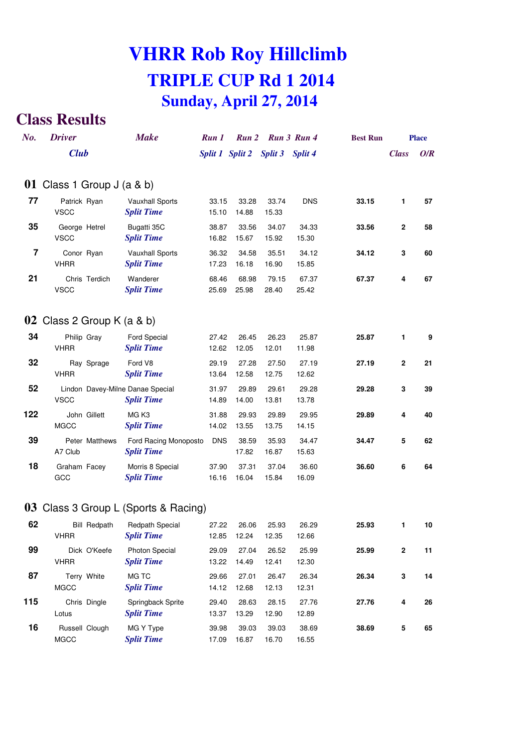# VHRR Rob Roy Hillclimb

## TRIPLE CUP Rd 1 2014

### Sunday, April 27, 2014

## Class Results

| No. | Driver / Club | Make | Run 1 / Split 1 | Run 2 / Split 2 | Run 3 / Split 3 | Run 4 / Split 4 | Best Run | Place Class | Place O/R |
|---|---|---|---|---|---|---|---|---|---|
| **01** | **Class 1 Group J (a & b)** | | | | | | | | |
| 77 | Patrick Ryan | Vauxhall Sports | 33.15 | 33.28 | 33.74 | DNS | **33.15** | **1** | **57** |
| | VSCC | *Split Time* | 15.10 | 14.88 | 15.33 | | | | |
| 35 | George Hetrel | Bugatti 35C | 38.87 | 33.56 | 34.07 | 34.33 | **33.56** | **2** | **58** |
| | VSCC | *Split Time* | 16.82 | 15.67 | 15.92 | 15.30 | | | |
| 7 | Conor Ryan | Vauxhall Sports | 36.32 | 34.58 | 35.51 | 34.12 | **34.12** | **3** | **60** |
| | VHRR | *Split Time* | 17.23 | 16.18 | 16.90 | 15.85 | | | |
| 21 | Chris Terdich | Wanderer | 68.46 | 68.98 | 79.15 | 67.37 | **67.37** | **4** | **67** |
| | VSCC | *Split Time* | 25.69 | 25.98 | 28.40 | 25.42 | | | |
| **02** | **Class 2 Group K (a & b)** | | | | | | | | |
| 34 | Philip Gray | Ford Special | 27.42 | 26.45 | 26.23 | 25.87 | **25.87** | **1** | **9** |
| | VHRR | *Split Time* | 12.62 | 12.05 | 12.01 | 11.98 | | | |
| 32 | Ray Sprage | Ford V8 | 29.19 | 27.28 | 27.50 | 27.19 | **27.19** | **2** | **21** |
| | VHRR | *Split Time* | 13.64 | 12.58 | 12.75 | 12.62 | | | |
| 52 | Lindon Davey-Milne | Danae Special | 31.97 | 29.89 | 29.61 | 29.28 | **29.28** | **3** | **39** |
| | VSCC | *Split Time* | 14.89 | 14.00 | 13.81 | 13.78 | | | |
| 122 | John Gillett | MG K3 | 31.88 | 29.93 | 29.89 | 29.95 | **29.89** | **4** | **40** |
| | MGCC | *Split Time* | 14.02 | 13.55 | 13.75 | 14.15 | | | |
| 39 | Peter Matthews | Ford Racing Monoposto | DNS | 38.59 | 35.93 | 34.47 | **34.47** | **5** | **62** |
| | A7 Club | *Split Time* | | 17.82 | 16.87 | 15.63 | | | |
| 18 | Graham Facey | Morris 8 Special | 37.90 | 37.31 | 37.04 | 36.60 | **36.60** | **6** | **64** |
| | GCC | *Split Time* | 16.16 | 16.04 | 15.84 | 16.09 | | | |
| **03** | **Class 3 Group L (Sports & Racing)** | | | | | | | | |
| 62 | Bill Redpath | Redpath Special | 27.22 | 26.06 | 25.93 | 26.29 | **25.93** | **1** | **10** |
| | VHRR | *Split Time* | 12.85 | 12.24 | 12.35 | 12.66 | | | |
| 99 | Dick O'Keefe | Photon Special | 29.09 | 27.04 | 26.52 | 25.99 | **25.99** | **2** | **11** |
| | VHRR | *Split Time* | 13.22 | 14.49 | 12.41 | 12.30 | | | |
| 87 | Terry White | MG TC | 29.66 | 27.01 | 26.47 | 26.34 | **26.34** | **3** | **14** |
| | MGCC | *Split Time* | 14.12 | 12.68 | 12.13 | 12.31 | | | |
| 115 | Chris Dingle | Springback Sprite | 29.40 | 28.63 | 28.15 | 27.76 | **27.76** | **4** | **26** |
| | Lotus | *Split Time* | 13.37 | 13.29 | 12.90 | 12.89 | | | |
| 16 | Russell Clough | MG Y Type | 39.98 | 39.03 | 39.03 | 38.69 | **38.69** | **5** | **65** |
| | MGCC | *Split Time* | 17.09 | 16.87 | 16.70 | 16.55 | | | |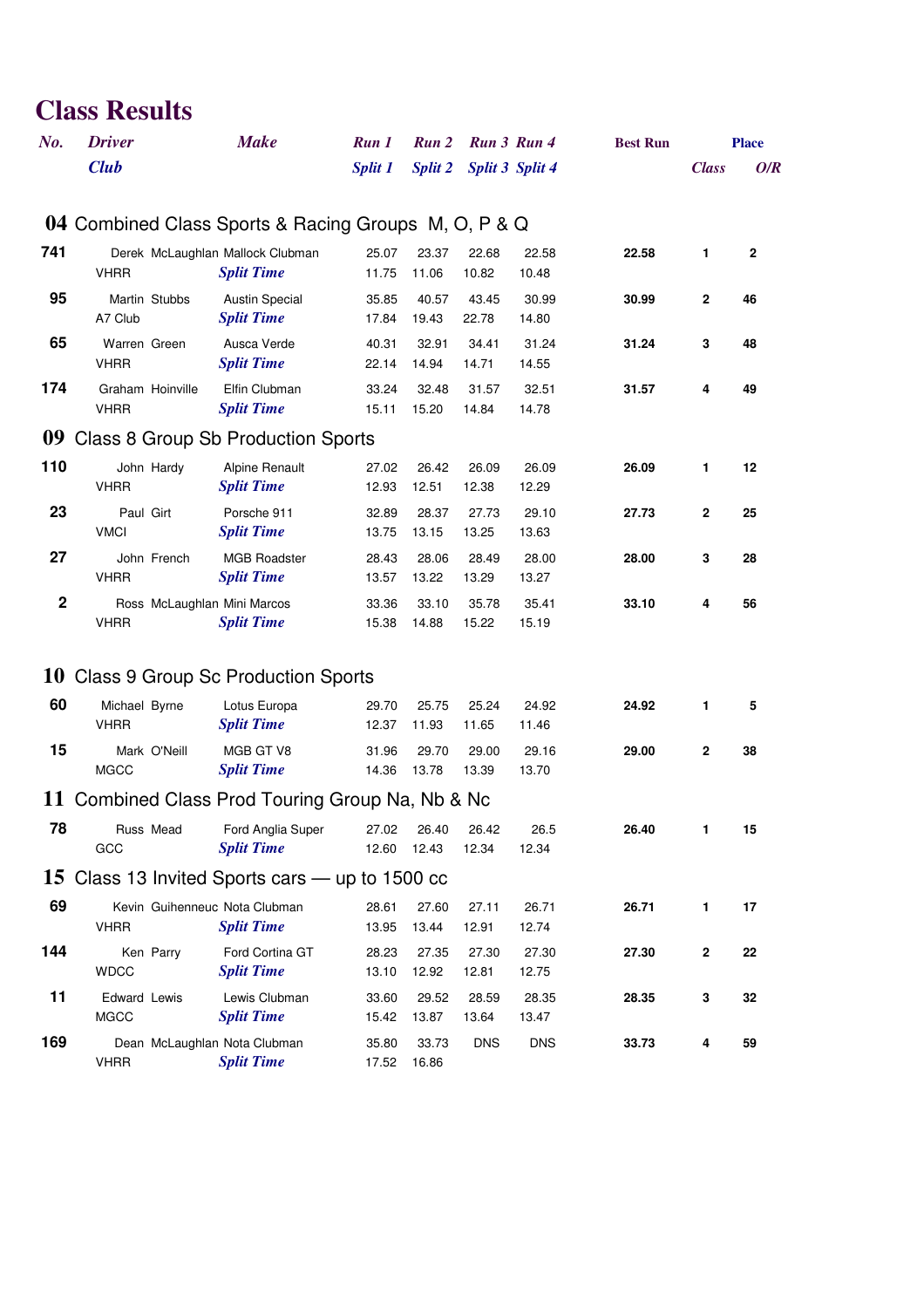# Class Results

| No. | Driver / Club | Make | Run 1 / Split 1 | Run 2 / Split 2 | Run 3 / Split 3 | Run 4 / Split 4 | Best Run | Place Class | Place O/R |
|---|---|---|---|---|---|---|---|---|---|

## 04 Combined Class Sports & Racing Groups M, O, P & Q

| No. | Driver / Club | Make | Run 1 / Split 1 | Run 2 / Split 2 | Run 3 / Split 3 | Run 4 / Split 4 | Best Run | Class | O/R |
|---|---|---|---|---|---|---|---|---|---|
| 741 | Derek McLaughlan | Mallock Clubman | 25.07 | 23.37 | 22.68 | 22.58 | 22.58 | 1 | 2 |
| | VHRR | *Split Time* | 11.75 | 11.06 | 10.82 | 10.48 | | | |
| 95 | Martin Stubbs | Austin Special | 35.85 | 40.57 | 43.45 | 30.99 | 30.99 | 2 | 46 |
| | A7 Club | *Split Time* | 17.84 | 19.43 | 22.78 | 14.80 | | | |
| 65 | Warren Green | Ausca Verde | 40.31 | 32.91 | 34.41 | 31.24 | 31.24 | 3 | 48 |
| | VHRR | *Split Time* | 22.14 | 14.94 | 14.71 | 14.55 | | | |
| 174 | Graham Hoinville | Elfin Clubman | 33.24 | 32.48 | 31.57 | 32.51 | 31.57 | 4 | 49 |
| | VHRR | *Split Time* | 15.11 | 15.20 | 14.84 | 14.78 | | | |

## 09 Class 8 Group Sb Production Sports

| No. | Driver / Club | Make | Run 1 / Split 1 | Run 2 / Split 2 | Run 3 / Split 3 | Run 4 / Split 4 | Best Run | Class | O/R |
|---|---|---|---|---|---|---|---|---|---|
| 110 | John Hardy | Alpine Renault | 27.02 | 26.42 | 26.09 | 26.09 | 26.09 | 1 | 12 |
| | VHRR | *Split Time* | 12.93 | 12.51 | 12.38 | 12.29 | | | |
| 23 | Paul Girt | Porsche 911 | 32.89 | 28.37 | 27.73 | 29.10 | 27.73 | 2 | 25 |
| | VMCI | *Split Time* | 13.75 | 13.15 | 13.25 | 13.63 | | | |
| 27 | John French | MGB Roadster | 28.43 | 28.06 | 28.49 | 28.00 | 28.00 | 3 | 28 |
| | VHRR | *Split Time* | 13.57 | 13.22 | 13.29 | 13.27 | | | |
| 2 | Ross McLaughlan | Mini Marcos | 33.36 | 33.10 | 35.78 | 35.41 | 33.10 | 4 | 56 |
| | VHRR | *Split Time* | 15.38 | 14.88 | 15.22 | 15.19 | | | |

## 10 Class 9 Group Sc Production Sports

| No. | Driver / Club | Make | Run 1 / Split 1 | Run 2 / Split 2 | Run 3 / Split 3 | Run 4 / Split 4 | Best Run | Class | O/R |
|---|---|---|---|---|---|---|---|---|---|
| 60 | Michael Byrne | Lotus Europa | 29.70 | 25.75 | 25.24 | 24.92 | 24.92 | 1 | 5 |
| | VHRR | *Split Time* | 12.37 | 11.93 | 11.65 | 11.46 | | | |
| 15 | Mark O'Neill | MGB GT V8 | 31.96 | 29.70 | 29.00 | 29.16 | 29.00 | 2 | 38 |
| | MGCC | *Split Time* | 14.36 | 13.78 | 13.39 | 13.70 | | | |

## 11 Combined Class Prod Touring Group Na, Nb & Nc

| No. | Driver / Club | Make | Run 1 / Split 1 | Run 2 / Split 2 | Run 3 / Split 3 | Run 4 / Split 4 | Best Run | Class | O/R |
|---|---|---|---|---|---|---|---|---|---|
| 78 | Russ Mead | Ford Anglia Super | 27.02 | 26.40 | 26.42 | 26.5 | 26.40 | 1 | 15 |
| | GCC | *Split Time* | 12.60 | 12.43 | 12.34 | 12.34 | | | |

## 15 Class 13 Invited Sports cars — up to 1500 cc

| No. | Driver / Club | Make | Run 1 / Split 1 | Run 2 / Split 2 | Run 3 / Split 3 | Run 4 / Split 4 | Best Run | Class | O/R |
|---|---|---|---|---|---|---|---|---|---|
| 69 | Kevin Guihenneuc | Nota Clubman | 28.61 | 27.60 | 27.11 | 26.71 | 26.71 | 1 | 17 |
| | VHRR | *Split Time* | 13.95 | 13.44 | 12.91 | 12.74 | | | |
| 144 | Ken Parry | Ford Cortina GT | 28.23 | 27.35 | 27.30 | 27.30 | 27.30 | 2 | 22 |
| | WDCC | *Split Time* | 13.10 | 12.92 | 12.81 | 12.75 | | | |
| 11 | Edward Lewis | Lewis Clubman | 33.60 | 29.52 | 28.59 | 28.35 | 28.35 | 3 | 32 |
| | MGCC | *Split Time* | 15.42 | 13.87 | 13.64 | 13.47 | | | |
| 169 | Dean McLaughlan | Nota Clubman | 35.80 | 33.73 | DNS | DNS | 33.73 | 4 | 59 |
| | VHRR | *Split Time* | 17.52 | 16.86 | | | | | |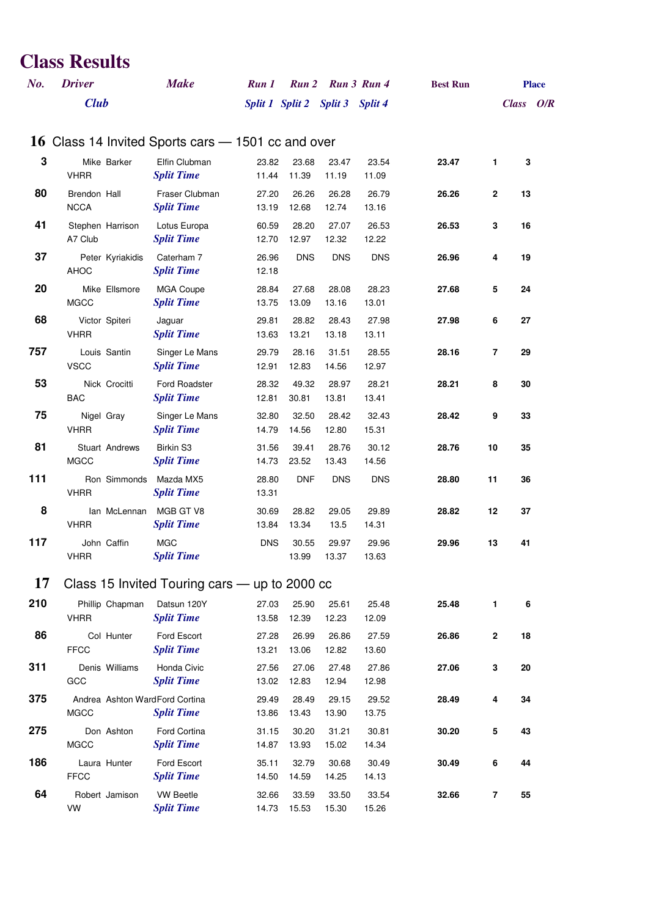# Class Results

| No. | Driver / Club | Make | Run 1 / Split 1 | Run 2 / Split 2 | Run 3 / Split 3 | Run 4 / Split 4 | Best Run | Place Class | Place O/R |
|---|---|---|---|---|---|---|---|---|---|
| **16** | **Class 14 Invited Sports cars — 1501 cc and over** | | | | | | | | |
| **3** | Mike Barker | Elfin Clubman | 23.82 | 23.68 | 23.47 | 23.54 | **23.47** | **1** | **3** |
| | VHRR | *Split Time* | 11.44 | 11.39 | 11.19 | 11.09 | | | |
| **80** | Brendon Hall | Fraser Clubman | 27.20 | 26.26 | 26.28 | 26.79 | **26.26** | **2** | **13** |
| | NCCA | *Split Time* | 13.19 | 12.68 | 12.74 | 13.16 | | | |
| **41** | Stephen Harrison | Lotus Europa | 60.59 | 28.20 | 27.07 | 26.53 | **26.53** | **3** | **16** |
| | A7 Club | *Split Time* | 12.70 | 12.97 | 12.32 | 12.22 | | | |
| **37** | Peter Kyriakidis | Caterham 7 | 26.96 | DNS | DNS | DNS | **26.96** | **4** | **19** |
| | AHOC | *Split Time* | 12.18 | | | | | | |
| **20** | Mike Ellsmore | MGA Coupe | 28.84 | 27.68 | 28.08 | 28.23 | **27.68** | **5** | **24** |
| | MGCC | *Split Time* | 13.75 | 13.09 | 13.16 | 13.01 | | | |
| **68** | Victor Spiteri | Jaguar | 29.81 | 28.82 | 28.43 | 27.98 | **27.98** | **6** | **27** |
| | VHRR | *Split Time* | 13.63 | 13.21 | 13.18 | 13.11 | | | |
| **757** | Louis Santin | Singer Le Mans | 29.79 | 28.16 | 31.51 | 28.55 | **28.16** | **7** | **29** |
| | VSCC | *Split Time* | 12.91 | 12.83 | 14.56 | 12.97 | | | |
| **53** | Nick Crocitti | Ford Roadster | 28.32 | 49.32 | 28.97 | 28.21 | **28.21** | **8** | **30** |
| | BAC | *Split Time* | 12.81 | 30.81 | 13.81 | 13.41 | | | |
| **75** | Nigel Gray | Singer Le Mans | 32.80 | 32.50 | 28.42 | 32.43 | **28.42** | **9** | **33** |
| | VHRR | *Split Time* | 14.79 | 14.56 | 12.80 | 15.31 | | | |
| **81** | Stuart Andrews | Birkin S3 | 31.56 | 39.41 | 28.76 | 30.12 | **28.76** | **10** | **35** |
| | MGCC | *Split Time* | 14.73 | 23.52 | 13.43 | 14.56 | | | |
| **111** | Ron Simmonds | Mazda MX5 | 28.80 | DNF | DNS | DNS | **28.80** | **11** | **36** |
| | VHRR | *Split Time* | 13.31 | | | | | | |
| **8** | Ian McLennan | MGB GT V8 | 30.69 | 28.82 | 29.05 | 29.89 | **28.82** | **12** | **37** |
| | VHRR | *Split Time* | 13.84 | 13.34 | 13.5 | 14.31 | | | |
| **117** | John Caffin | MGC | DNS | 30.55 | 29.97 | 29.96 | **29.96** | **13** | **41** |
| | VHRR | *Split Time* | | 13.99 | 13.37 | 13.63 | | | |
| **17** | **Class 15 Invited Touring cars — up to 2000 cc** | | | | | | | | |
| **210** | Phillip Chapman | Datsun 120Y | 27.03 | 25.90 | 25.61 | 25.48 | **25.48** | **1** | **6** |
| | VHRR | *Split Time* | 13.58 | 12.39 | 12.23 | 12.09 | | | |
| **86** | Col Hunter | Ford Escort | 27.28 | 26.99 | 26.86 | 27.59 | **26.86** | **2** | **18** |
| | FFCC | *Split Time* | 13.21 | 13.06 | 12.82 | 13.60 | | | |
| **311** | Denis Williams | Honda Civic | 27.56 | 27.06 | 27.48 | 27.86 | **27.06** | **3** | **20** |
| | GCC | *Split Time* | 13.02 | 12.83 | 12.94 | 12.98 | | | |
| **375** | Andrea Ashton Ward | Ford Cortina | 29.49 | 28.49 | 29.15 | 29.52 | **28.49** | **4** | **34** |
| | MGCC | *Split Time* | 13.86 | 13.43 | 13.90 | 13.75 | | | |
| **275** | Don Ashton | Ford Cortina | 31.15 | 30.20 | 31.21 | 30.81 | **30.20** | **5** | **43** |
| | MGCC | *Split Time* | 14.87 | 13.93 | 15.02 | 14.34 | | | |
| **186** | Laura Hunter | Ford Escort | 35.11 | 32.79 | 30.68 | 30.49 | **30.49** | **6** | **44** |
| | FFCC | *Split Time* | 14.50 | 14.59 | 14.25 | 14.13 | | | |
| **64** | Robert Jamison | VW Beetle | 32.66 | 33.59 | 33.50 | 33.54 | **32.66** | **7** | **55** |
| | VW | *Split Time* | 14.73 | 15.53 | 15.30 | 15.26 | | | |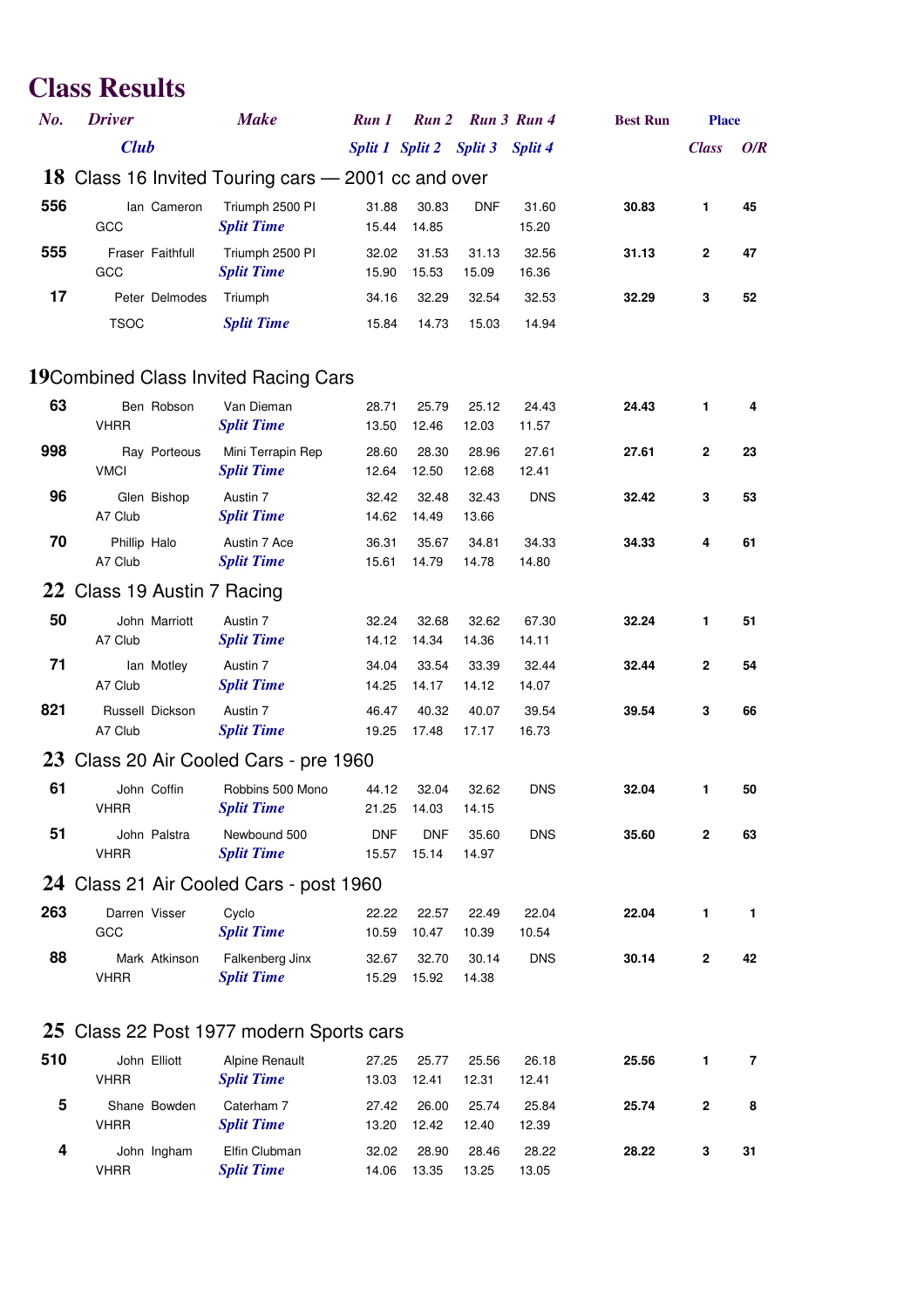# Class Results

| No. | Driver / Club | Make | Run 1 / Split 1 | Run 2 / Split 2 | Run 3 / Split 3 | Run 4 / Split 4 | Best Run | Place Class | Place O/R |
|---|---|---|---|---|---|---|---|---|---|
| **18** | **Class 16 Invited Touring cars — 2001 cc and over** | | | | | | | | |
| **556** | Ian Cameron | Triumph 2500 PI | 31.88 | 30.83 | DNF | 31.60 | **30.83** | **1** | **45** |
| | GCC | *Split Time* | 15.44 | 14.85 | | 15.20 | | | |
| **555** | Fraser Faithfull | Triumph 2500 PI | 32.02 | 31.53 | 31.13 | 32.56 | **31.13** | **2** | **47** |
| | GCC | *Split Time* | 15.90 | 15.53 | 15.09 | 16.36 | | | |
| **17** | Peter Delmodes | Triumph | 34.16 | 32.29 | 32.54 | 32.53 | **32.29** | **3** | **52** |
| | TSOC | *Split Time* | 15.84 | 14.73 | 15.03 | 14.94 | | | |
| **19** | **Combined Class Invited Racing Cars** | | | | | | | | |
| **63** | Ben Robson | Van Dieman | 28.71 | 25.79 | 25.12 | 24.43 | **24.43** | **1** | **4** |
| | VHRR | *Split Time* | 13.50 | 12.46 | 12.03 | 11.57 | | | |
| **998** | Ray Porteous | Mini Terrapin Rep | 28.60 | 28.30 | 28.96 | 27.61 | **27.61** | **2** | **23** |
| | VMCI | *Split Time* | 12.64 | 12.50 | 12.68 | 12.41 | | | |
| **96** | Glen Bishop | Austin 7 | 32.42 | 32.48 | 32.43 | DNS | **32.42** | **3** | **53** |
| | A7 Club | *Split Time* | 14.62 | 14.49 | 13.66 | | | | |
| **70** | Phillip Halo | Austin 7 Ace | 36.31 | 35.67 | 34.81 | 34.33 | **34.33** | **4** | **61** |
| | A7 Club | *Split Time* | 15.61 | 14.79 | 14.78 | 14.80 | | | |
| **22** | **Class 19 Austin 7 Racing** | | | | | | | | |
| **50** | John Marriott | Austin 7 | 32.24 | 32.68 | 32.62 | 67.30 | **32.24** | **1** | **51** |
| | A7 Club | *Split Time* | 14.12 | 14.34 | 14.36 | 14.11 | | | |
| **71** | Ian Motley | Austin 7 | 34.04 | 33.54 | 33.39 | 32.44 | **32.44** | **2** | **54** |
| | A7 Club | *Split Time* | 14.25 | 14.17 | 14.12 | 14.07 | | | |
| **821** | Russell Dickson | Austin 7 | 46.47 | 40.32 | 40.07 | 39.54 | **39.54** | **3** | **66** |
| | A7 Club | *Split Time* | 19.25 | 17.48 | 17.17 | 16.73 | | | |
| **23** | **Class 20 Air Cooled Cars - pre 1960** | | | | | | | | |
| **61** | John Coffin | Robbins 500 Mono | 44.12 | 32.04 | 32.62 | DNS | **32.04** | **1** | **50** |
| | VHRR | *Split Time* | 21.25 | 14.03 | 14.15 | | | | |
| **51** | John Palstra | Newbound 500 | DNF | DNF | 35.60 | DNS | **35.60** | **2** | **63** |
| | VHRR | *Split Time* | 15.57 | 15.14 | 14.97 | | | | |
| **24** | **Class 21 Air Cooled Cars - post 1960** | | | | | | | | |
| **263** | Darren Visser | Cyclo | 22.22 | 22.57 | 22.49 | 22.04 | **22.04** | **1** | **1** |
| | GCC | *Split Time* | 10.59 | 10.47 | 10.39 | 10.54 | | | |
| **88** | Mark Atkinson | Falkenberg Jinx | 32.67 | 32.70 | 30.14 | DNS | **30.14** | **2** | **42** |
| | VHRR | *Split Time* | 15.29 | 15.92 | 14.38 | | | | |
| **25** | **Class 22 Post 1977 modern Sports cars** | | | | | | | | |
| **510** | John Elliott | Alpine Renault | 27.25 | 25.77 | 25.56 | 26.18 | **25.56** | **1** | **7** |
| | VHRR | *Split Time* | 13.03 | 12.41 | 12.31 | 12.41 | | | |
| **5** | Shane Bowden | Caterham 7 | 27.42 | 26.00 | 25.74 | 25.84 | **25.74** | **2** | **8** |
| | VHRR | *Split Time* | 13.20 | 12.42 | 12.40 | 12.39 | | | |
| **4** | John Ingham | Elfin Clubman | 32.02 | 28.90 | 28.46 | 28.22 | **28.22** | **3** | **31** |
| | VHRR | *Split Time* | 14.06 | 13.35 | 13.25 | 13.05 | | | |